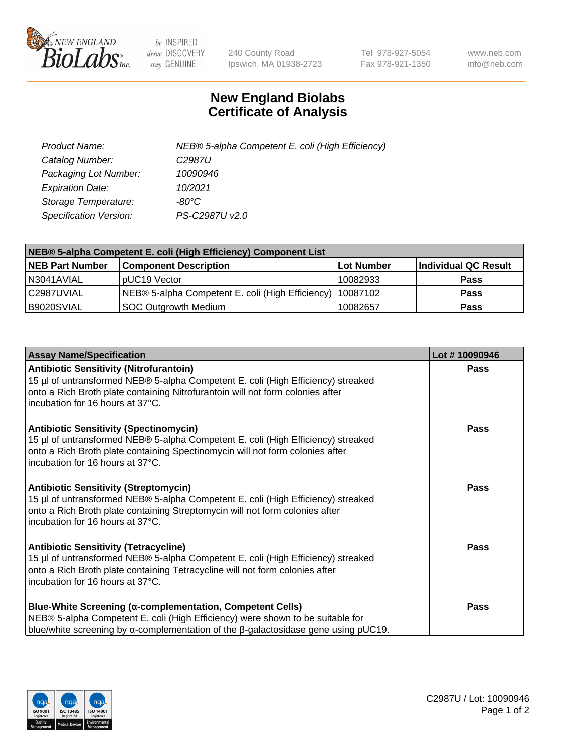# New England Biolabs
# Certificate of Analysis

| | |
|---|---|
| *Product Name:* | *NEB® 5-alpha Competent E. coli (High Efficiency)* |
| *Catalog Number:* | *C2987U* |
| *Packaging Lot Number:* | *10090946* |
| *Expiration Date:* | *10/2021* |
| *Storage Temperature:* | *-80°C* |
| *Specification Version:* | *PS-C2987U v2.0* |

| NEB® 5-alpha Competent E. coli (High Efficiency) Component List | | | |
|---|---|---|---|
| **NEB Part Number** | **Component Description** | **Lot Number** | **Individual QC Result** |
| N3041AVIAL | pUC19 Vector | 10082933 | **Pass** |
| C2987UVIAL | NEB® 5-alpha Competent E. coli (High Efficiency) | 10087102 | **Pass** |
| B9020SVIAL | SOC Outgrowth Medium | 10082657 | **Pass** |

| Assay Name/Specification | Lot # 10090946 |
|---|---|
| **Antibiotic Sensitivity (Nitrofurantoin)** 15 µl of untransformed NEB® 5-alpha Competent E. coli (High Efficiency) streaked onto a Rich Broth plate containing Nitrofurantoin will not form colonies after incubation for 16 hours at 37°C. | **Pass** |
| **Antibiotic Sensitivity (Spectinomycin)** 15 µl of untransformed NEB® 5-alpha Competent E. coli (High Efficiency) streaked onto a Rich Broth plate containing Spectinomycin will not form colonies after incubation for 16 hours at 37°C. | **Pass** |
| **Antibiotic Sensitivity (Streptomycin)** 15 µl of untransformed NEB® 5-alpha Competent E. coli (High Efficiency) streaked onto a Rich Broth plate containing Streptomycin will not form colonies after incubation for 16 hours at 37°C. | **Pass** |
| **Antibiotic Sensitivity (Tetracycline)** 15 µl of untransformed NEB® 5-alpha Competent E. coli (High Efficiency) streaked onto a Rich Broth plate containing Tetracycline will not form colonies after incubation for 16 hours at 37°C. | **Pass** |
| **Blue-White Screening (α-complementation, Competent Cells)** NEB® 5-alpha Competent E. coli (High Efficiency) were shown to be suitable for blue/white screening by α-complementation of the β-galactosidase gene using pUC19. | **Pass** |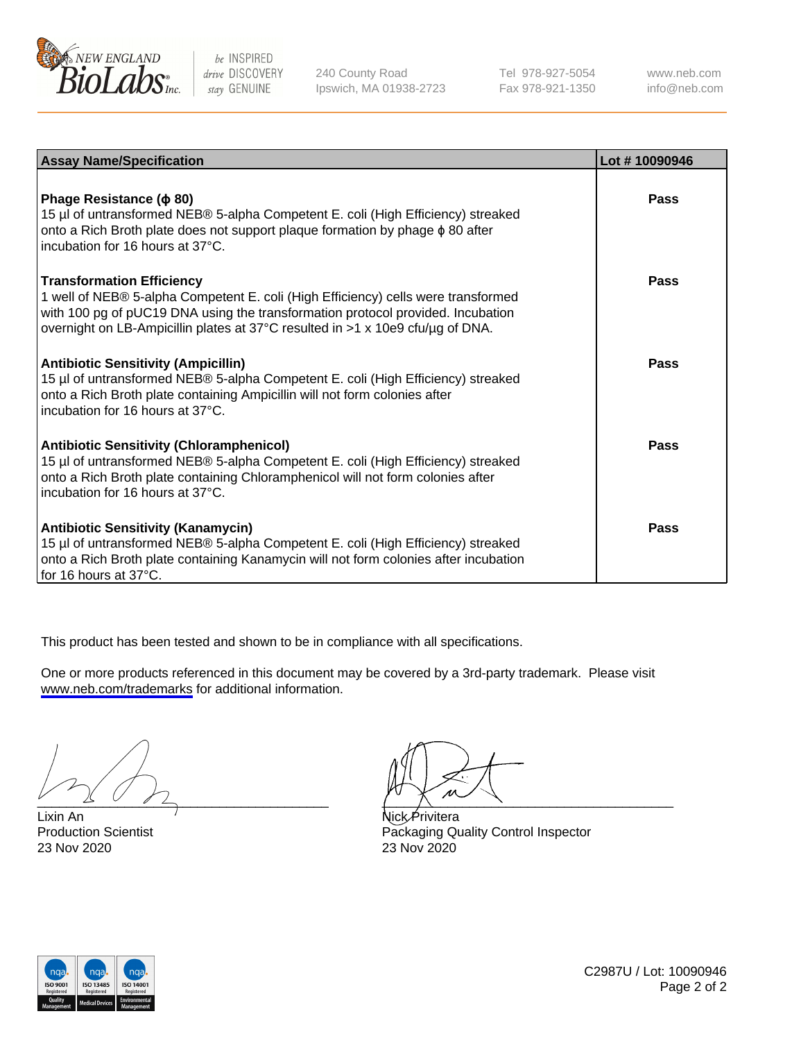| Assay Name/Specification | Lot # 10090946 |
|---|---|
| **Phage Resistance (ϕ 80)**<br>15 µl of untransformed NEB® 5-alpha Competent E. coli (High Efficiency) streaked onto a Rich Broth plate does not support plaque formation by phage ϕ 80 after incubation for 16 hours at 37°C. | **Pass** |
| **Transformation Efficiency**<br>1 well of NEB® 5-alpha Competent E. coli (High Efficiency) cells were transformed with 100 pg of pUC19 DNA using the transformation protocol provided. Incubation overnight on LB-Ampicillin plates at 37°C resulted in >1 x 10e9 cfu/µg of DNA. | **Pass** |
| **Antibiotic Sensitivity (Ampicillin)**<br>15 µl of untransformed NEB® 5-alpha Competent E. coli (High Efficiency) streaked onto a Rich Broth plate containing Ampicillin will not form colonies after incubation for 16 hours at 37°C. | **Pass** |
| **Antibiotic Sensitivity (Chloramphenicol)**<br>15 µl of untransformed NEB® 5-alpha Competent E. coli (High Efficiency) streaked onto a Rich Broth plate containing Chloramphenicol will not form colonies after incubation for 16 hours at 37°C. | **Pass** |
| **Antibiotic Sensitivity (Kanamycin)**<br>15 µl of untransformed NEB® 5-alpha Competent E. coli (High Efficiency) streaked onto a Rich Broth plate containing Kanamycin will not form colonies after incubation for 16 hours at 37°C. | **Pass** |

This product has been tested and shown to be in compliance with all specifications.

One or more products referenced in this document may be covered by a 3rd-party trademark. Please visit www.neb.com/trademarks for additional information.

Lixin An
Production Scientist
23 Nov 2020

Nick Privitera
Packaging Quality Control Inspector
23 Nov 2020

C2987U / Lot: 10090946